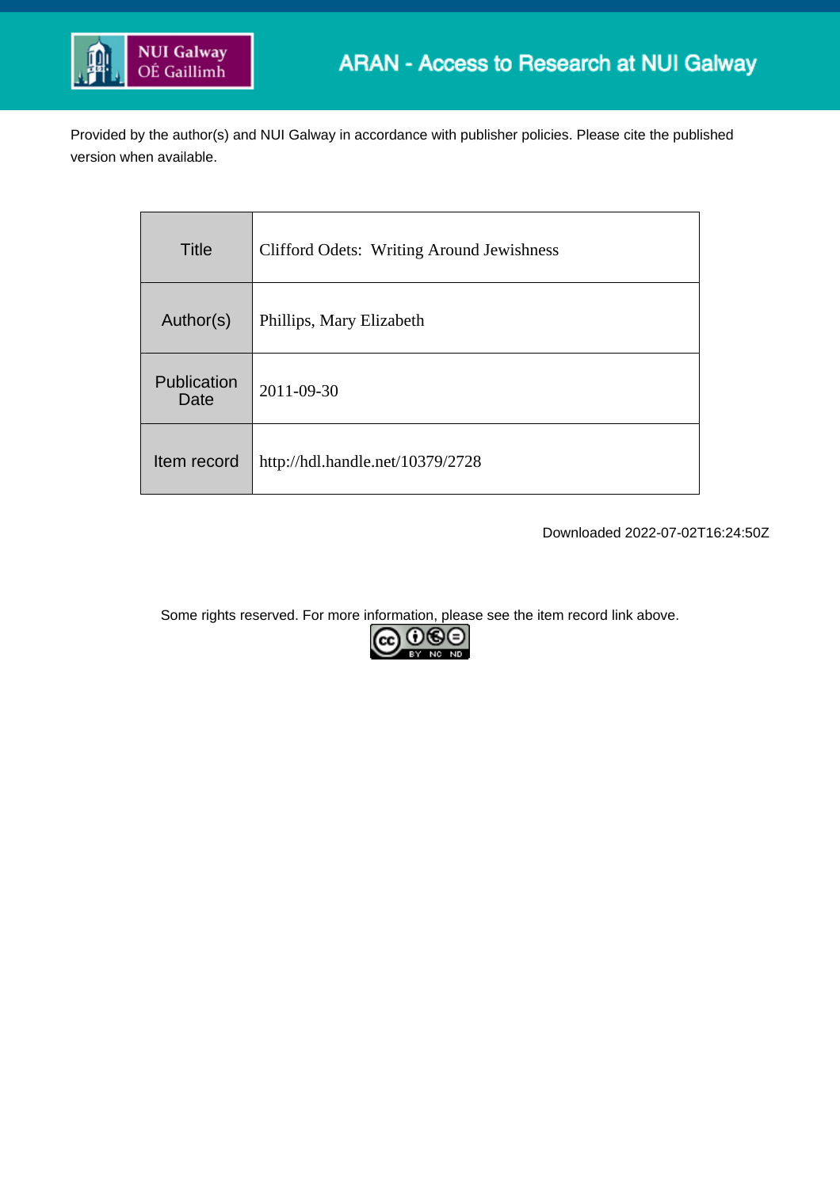ARAN - Access to Research at NUI Galway

Provided by the author(s) and NUI Galway in accordance with publisher policies. Please cite the published version when available.

| Title | Clifford Odets: Writing Around Jewishness |
| --- | --- |
| Author(s) | Phillips, Mary Elizabeth |
| Publication Date | 2011-09-30 |
| Item record | http://hdl.handle.net/10379/2728 |

Downloaded 2022-07-02T16:24:50Z

Some rights reserved. For more information, please see the item record link above.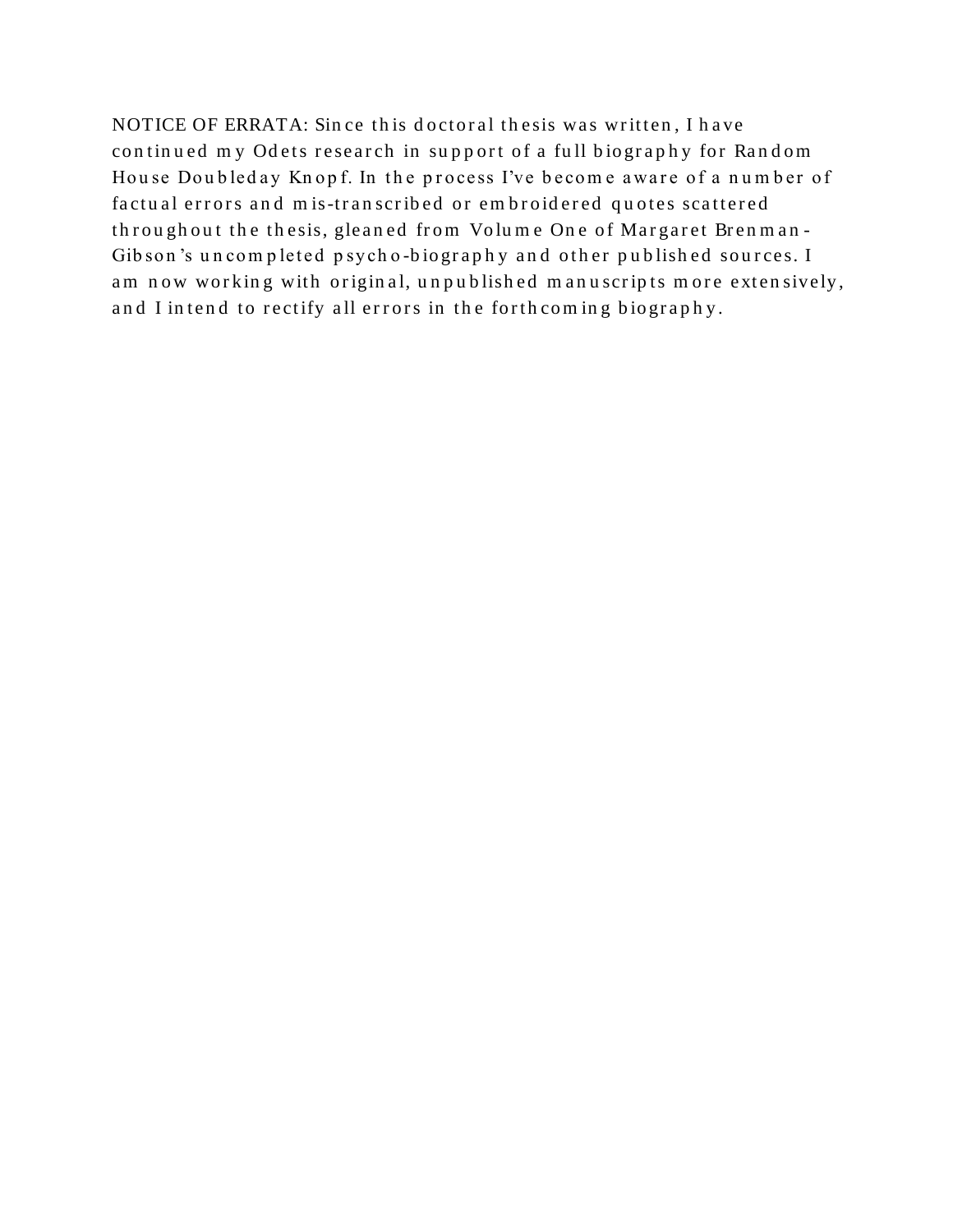NOTICE OF ERRATA: Since this doctoral thesis was written, I have continued my Odets research in support of a full biography for Random House Doubleday Knopf. In the process I've become aware of a number of factual errors and mis-transcribed or embroidered quotes scattered throughout the thesis, gleaned from Volume One of Margaret Brenman-Gibson's uncompleted psycho-biography and other published sources. I am now working with original, unpublished manuscripts more extensively, and I intend to rectify all errors in the forthcoming biography.